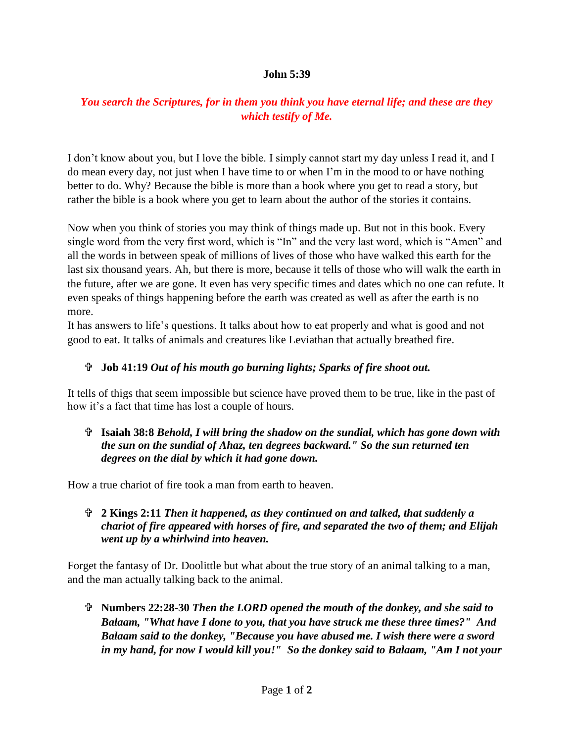**John 5:39**

***You search the Scriptures, for in them you think you have eternal life; and these are they which testify of Me.***

I don't know about you, but I love the bible. I simply cannot start my day unless I read it, and I do mean every day, not just when I have time to or when I'm in the mood to or have nothing better to do. Why? Because the bible is more than a book where you get to read a story, but rather the bible is a book where you get to learn about the author of the stories it contains.

Now when you think of stories you may think of things made up. But not in this book. Every single word from the very first word, which is "In" and the very last word, which is "Amen" and all the words in between speak of millions of lives of those who have walked this earth for the last six thousand years. Ah, but there is more, because it tells of those who will walk the earth in the future, after we are gone. It even has very specific times and dates which no one can refute. It even speaks of things happening before the earth was created as well as after the earth is no more.

It has answers to life's questions. It talks about how to eat properly and what is good and not good to eat. It talks of animals and creatures like Leviathan that actually breathed fire.

- ✞ **Job 41:19** ***Out of his mouth go burning lights; Sparks of fire shoot out.***

It tells of thigs that seem impossible but science have proved them to be true, like in the past of how it's a fact that time has lost a couple of hours.

- ✞ **Isaiah 38:8** ***Behold, I will bring the shadow on the sundial, which has gone down with the sun on the sundial of Ahaz, ten degrees backward." So the sun returned ten degrees on the dial by which it had gone down.***

How a true chariot of fire took a man from earth to heaven.

- ✞ **2 Kings 2:11** ***Then it happened, as they continued on and talked, that suddenly a chariot of fire appeared with horses of fire, and separated the two of them; and Elijah went up by a whirlwind into heaven.***

Forget the fantasy of Dr. Doolittle but what about the true story of an animal talking to a man, and the man actually talking back to the animal.

- ✞ **Numbers 22:28-30** ***Then the LORD opened the mouth of the donkey, and she said to Balaam, "What have I done to you, that you have struck me these three times?" And Balaam said to the donkey, "Because you have abused me. I wish there were a sword in my hand, for now I would kill you!" So the donkey said to Balaam, "Am I not your***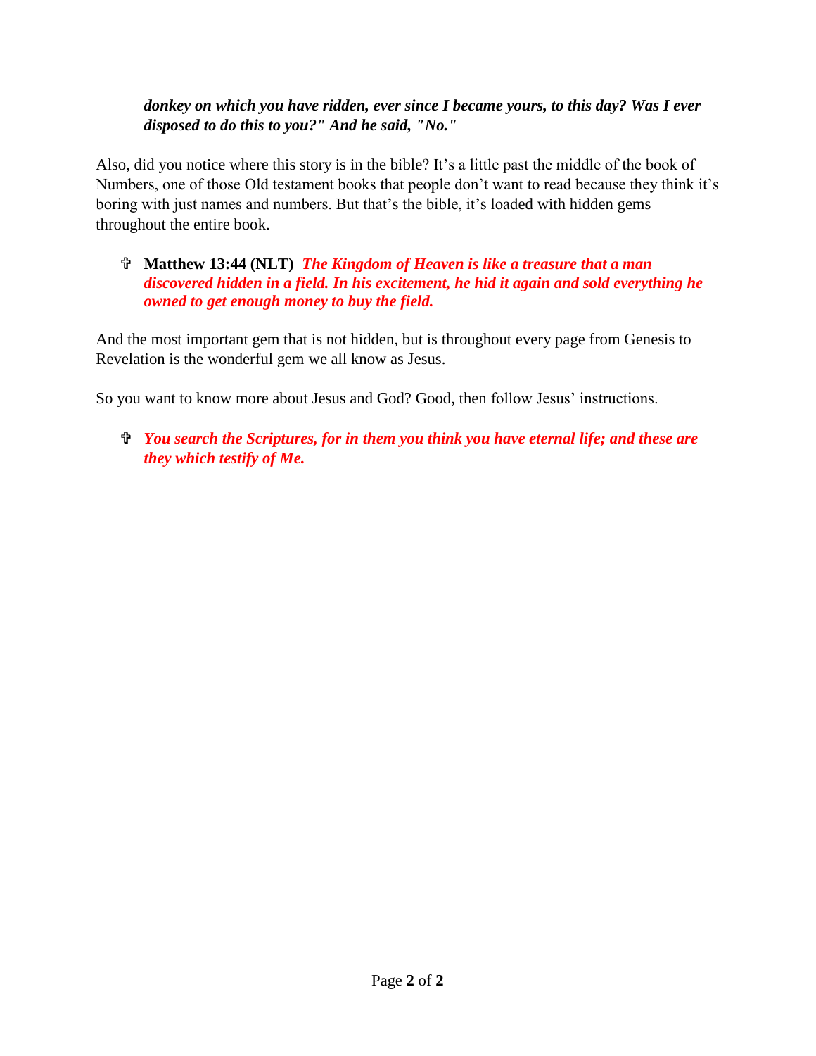***donkey on which you have ridden, ever since I became yours, to this day? Was I ever disposed to do this to you?" And he said, "No."***

Also, did you notice where this story is in the bible? It's a little past the middle of the book of Numbers, one of those Old testament books that people don't want to read because they think it's boring with just names and numbers. But that's the bible, it's loaded with hidden gems throughout the entire book.

- ✞ **Matthew 13:44 (NLT)** ***The Kingdom of Heaven is like a treasure that a man discovered hidden in a field. In his excitement, he hid it again and sold everything he owned to get enough money to buy the field.***

And the most important gem that is not hidden, but is throughout every page from Genesis to Revelation is the wonderful gem we all know as Jesus.

So you want to know more about Jesus and God? Good, then follow Jesus' instructions.

- ✞ ***You search the Scriptures, for in them you think you have eternal life; and these are they which testify of Me.***